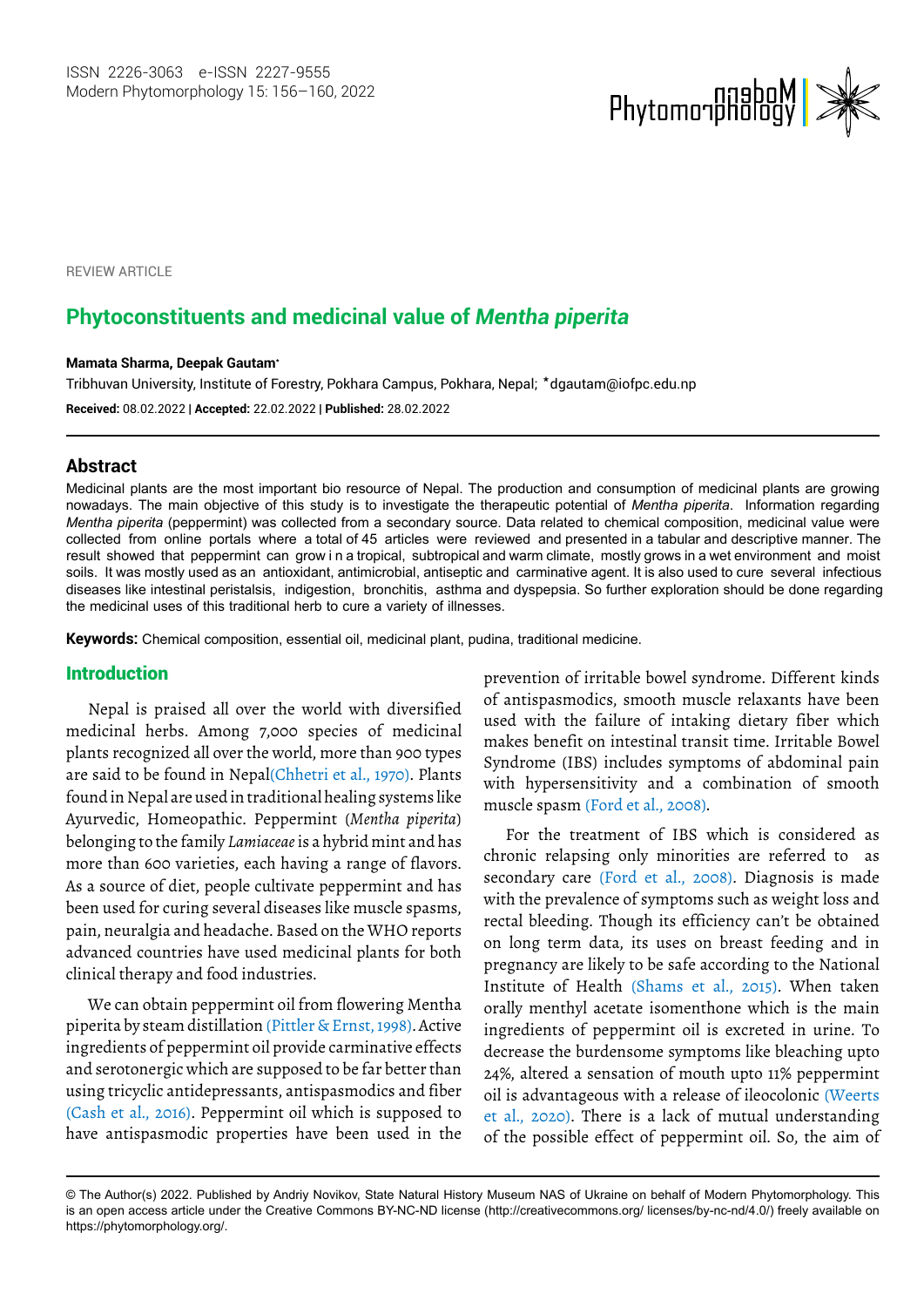REVIEW ARTICLE

# Phytoconstituents and medicinal value of *Mentha piperita*

**Mamata Sharma, Deepak Gautam***

Tribhuvan University, Institute of Forestry, Pokhara Campus, Pokhara, Nepal; *dgautam@iofpc.edu.np

**Received:** 08.02.2022 | **Accepted:** 22.02.2022 | **Published:** 28.02.2022

## Abstract

Medicinal plants are the most important bio resource of Nepal. The production and consumption of medicinal plants are growing nowadays. The main objective of this study is to investigate the therapeutic potential of *Mentha piperita*. Information regarding *Mentha piperita* (peppermint) was collected from a secondary source. Data related to chemical composition, medicinal value were collected from online portals where a total of 45 articles were reviewed and presented in a tabular and descriptive manner. The result showed that peppermint can grow i n a tropical, subtropical and warm climate, mostly grows in a wet environment and moist soils. It was mostly used as an antioxidant, antimicrobial, antiseptic and carminative agent. It is also used to cure several infectious diseases like intestinal peristalsis, indigestion, bronchitis, asthma and dyspepsia. So further exploration should be done regarding the medicinal uses of this traditional herb to cure a variety of illnesses.

**Keywords:** Chemical composition, essential oil, medicinal plant, pudina, traditional medicine.

## Introduction

Nepal is praised all over the world with diversified medicinal herbs. Among 7,000 species of medicinal plants recognized all over the world, more than 900 types are said to be found in Nepal(Chhetri et al., 1970). Plants found in Nepal are used in traditional healing systems like Ayurvedic, Homeopathic. Peppermint (*Mentha piperita*) belonging to the family *Lamiaceae* is a hybrid mint and has more than 600 varieties, each having a range of flavors. As a source of diet, people cultivate peppermint and has been used for curing several diseases like muscle spasms, pain, neuralgia and headache. Based on the WHO reports advanced countries have used medicinal plants for both clinical therapy and food industries.

We can obtain peppermint oil from flowering Mentha piperita by steam distillation (Pittler & Ernst, 1998). Active ingredients of peppermint oil provide carminative effects and serotonergic which are supposed to be far better than using tricyclic antidepressants, antispasmodics and fiber (Cash et al., 2016). Peppermint oil which is supposed to have antispasmodic properties have been used in the prevention of irritable bowel syndrome. Different kinds of antispasmodics, smooth muscle relaxants have been used with the failure of intaking dietary fiber which makes benefit on intestinal transit time. Irritable Bowel Syndrome (IBS) includes symptoms of abdominal pain with hypersensitivity and a combination of smooth muscle spasm (Ford et al., 2008).

For the treatment of IBS which is considered as chronic relapsing only minorities are referred to as secondary care (Ford et al., 2008). Diagnosis is made with the prevalence of symptoms such as weight loss and rectal bleeding. Though its efficiency can't be obtained on long term data, its uses on breast feeding and in pregnancy are likely to be safe according to the National Institute of Health (Shams et al., 2015). When taken orally menthyl acetate isomenthone which is the main ingredients of peppermint oil is excreted in urine. To decrease the burdensome symptoms like bleaching upto 24%, altered a sensation of mouth upto 11% peppermint oil is advantageous with a release of ileocolonic (Weerts et al., 2020). There is a lack of mutual understanding of the possible effect of peppermint oil. So, the aim of

© The Author(s) 2022. Published by Andriy Novikov, State Natural History Museum NAS of Ukraine on behalf of Modern Phytomorphology. This is an open access article under the Creative Commons BY-NC-ND license (http://creativecommons.org/ licenses/by-nc-nd/4.0/) freely available on https://phytomorphology.org/.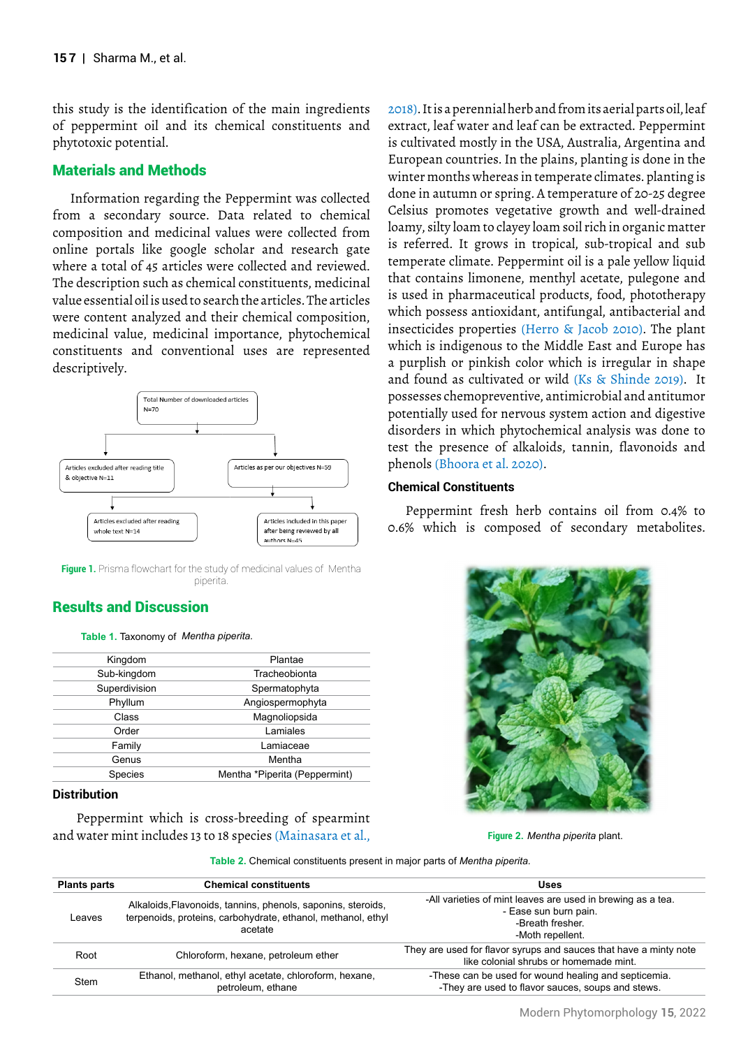this study is the identification of the main ingredients of peppermint oil and its chemical constituents and phytotoxic potential.

## Materials and Methods

Information regarding the Peppermint was collected from a secondary source. Data related to chemical composition and medicinal values were collected from online portals like google scholar and research gate where a total of 45 articles were collected and reviewed. The description such as chemical constituents, medicinal value essential oil is used to search the articles. The articles were content analyzed and their chemical composition, medicinal value, medicinal importance, phytochemical constituents and conventional uses are represented descriptively.

Total Number of downloaded articles N=70

Articles excluded after reading title & objective N=11

Articles as per our objectives N=59

Articles excluded after reading whole text N=14

Articles included in this paper after being reviewed by all authors N=45

**Figure 1.** Prisma flowchart for the study of medicinal values of Mentha piperita.

## Results and Discussion

**Table 1.** Taxonomy of *Mentha piperita.*

| | |
|---|---|
| Kingdom | Plantae |
| Sub-kingdom | Tracheobionta |
| Superdivision | Spermatophyta |
| Phyllum | Angiospermophyta |
| Class | Magnoliopsida |
| Order | Lamiales |
| Family | Lamiaceae |
| Genus | Mentha |
| Species | Mentha *Piperita (Peppermint) |

### Distribution

Peppermint which is cross-breeding of spearmint and water mint includes 13 to 18 species (Mainasara et al., 2018). It is a perennial herb and from its aerial parts oil, leaf extract, leaf water and leaf can be extracted. Peppermint is cultivated mostly in the USA, Australia, Argentina and European countries. In the plains, planting is done in the winter months whereas in temperate climates. planting is done in autumn or spring. A temperature of 20-25 degree Celsius promotes vegetative growth and well-drained loamy, silty loam to clayey loam soil rich in organic matter is referred. It grows in tropical, sub-tropical and sub temperate climate. Peppermint oil is a pale yellow liquid that contains limonene, menthyl acetate, pulegone and is used in pharmaceutical products, food, phototherapy which possess antioxidant, antifungal, antibacterial and insecticides properties (Herro & Jacob 2010). The plant which is indigenous to the Middle East and Europe has a purplish or pinkish color which is irregular in shape and found as cultivated or wild (Ks & Shinde 2019). It possesses chemopreventive, antimicrobial and antitumor potentially used for nervous system action and digestive disorders in which phytochemical analysis was done to test the presence of alkaloids, tannin, flavonoids and phenols (Bhoora et al. 2020).

### Chemical Constituents

Peppermint fresh herb contains oil from 0.4% to 0.6% which is composed of secondary metabolites.

**Figure 2.** *Mentha piperita* plant.

**Table 2.** Chemical constituents present in major parts of *Mentha piperita.*

| Plants parts | Chemical constituents | Uses |
|---|---|---|
| Leaves | Alkaloids,Flavonoids, tannins, phenols, saponins, steroids, terpenoids, proteins, carbohydrate, ethanol, methanol, ethyl acetate | -All varieties of mint leaves are used in brewing as a tea.<br>- Ease sun burn pain.<br>-Breath fresher.<br>-Moth repellent. |
| Root | Chloroform, hexane, petroleum ether | They are used for flavor syrups and sauces that have a minty note like colonial shrubs or homemade mint. |
| Stem | Ethanol, methanol, ethyl acetate, chloroform, hexane, petroleum, ethane | -These can be used for wound healing and septicemia.<br>-They are used to flavor sauces, soups and stews. |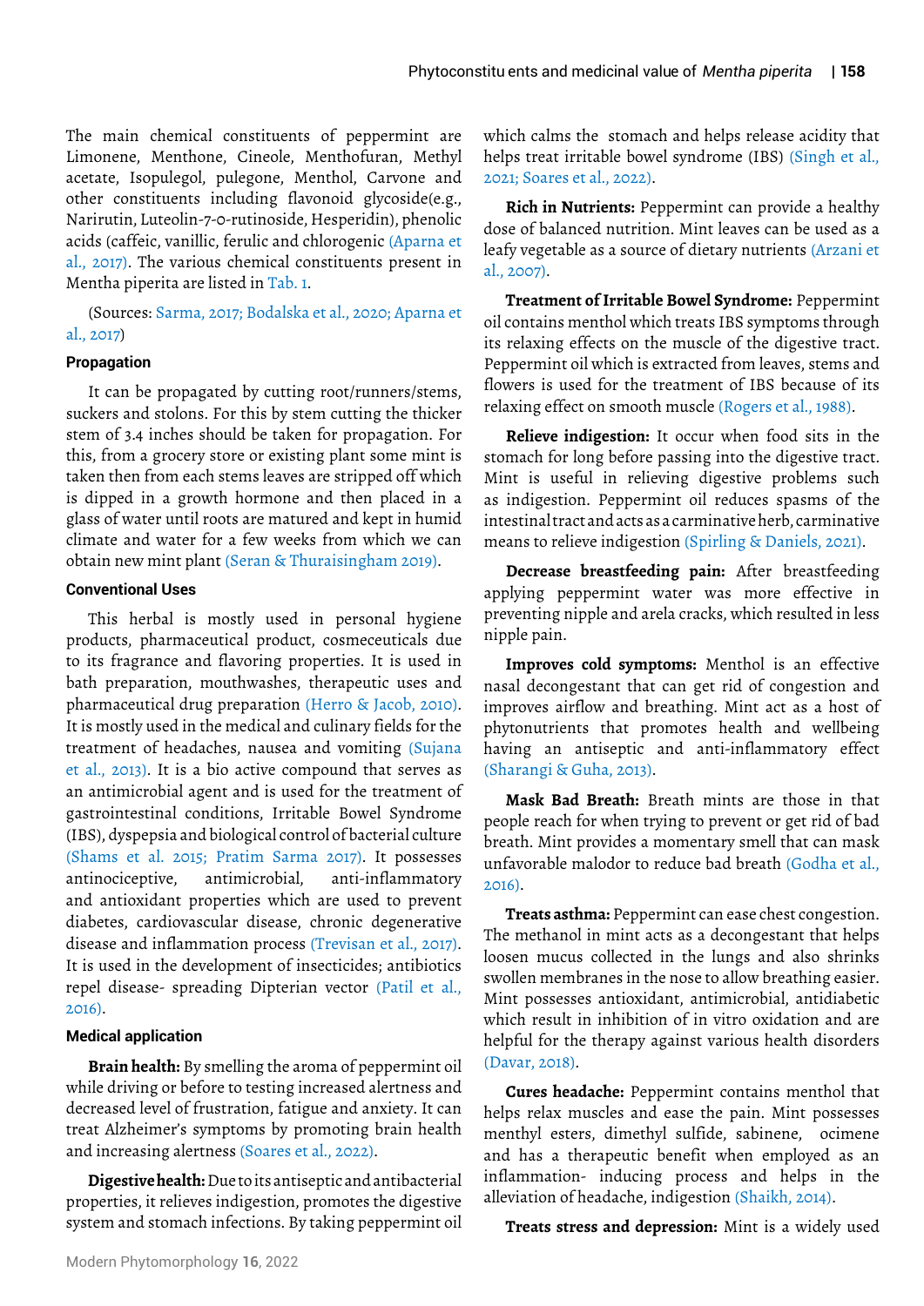The main chemical constituents of peppermint are Limonene, Menthone, Cineole, Menthofuran, Methyl acetate, Isopulegol, pulegone, Menthol, Carvone and other constituents including flavonoid glycoside(e.g., Narirutin, Luteolin-7-0-rutinoside, Hesperidin), phenolic acids (caffeic, vanillic, ferulic and chlorogenic (Aparna et al., 2017). The various chemical constituents present in Mentha piperita are listed in Tab. 1.

(Sources: Sarma, 2017; Bodalska et al., 2020; Aparna et al., 2017)

### Propagation

It can be propagated by cutting root/runners/stems, suckers and stolons. For this by stem cutting the thicker stem of 3.4 inches should be taken for propagation. For this, from a grocery store or existing plant some mint is taken then from each stems leaves are stripped off which is dipped in a growth hormone and then placed in a glass of water until roots are matured and kept in humid climate and water for a few weeks from which we can obtain new mint plant (Seran & Thuraisingham 2019).

### Conventional Uses

This herbal is mostly used in personal hygiene products, pharmaceutical product, cosmeceuticals due to its fragrance and flavoring properties. It is used in bath preparation, mouthwashes, therapeutic uses and pharmaceutical drug preparation (Herro & Jacob, 2010). It is mostly used in the medical and culinary fields for the treatment of headaches, nausea and vomiting (Sujana et al., 2013). It is a bio active compound that serves as an antimicrobial agent and is used for the treatment of gastrointestinal conditions, Irritable Bowel Syndrome (IBS), dyspepsia and biological control of bacterial culture (Shams et al. 2015; Pratim Sarma 2017). It possesses antinociceptive, antimicrobial, anti-inflammatory and antioxidant properties which are used to prevent diabetes, cardiovascular disease, chronic degenerative disease and inflammation process (Trevisan et al., 2017). It is used in the development of insecticides; antibiotics repel disease- spreading Dipterian vector (Patil et al., 2016).

### Medical application

**Brain health:** By smelling the aroma of peppermint oil while driving or before to testing increased alertness and decreased level of frustration, fatigue and anxiety. It can treat Alzheimer's symptoms by promoting brain health and increasing alertness (Soares et al., 2022).

**Digestive health:** Due to its antiseptic and antibacterial properties, it relieves indigestion, promotes the digestive system and stomach infections. By taking peppermint oil which calms the stomach and helps release acidity that helps treat irritable bowel syndrome (IBS) (Singh et al., 2021; Soares et al., 2022).

**Rich in Nutrients:** Peppermint can provide a healthy dose of balanced nutrition. Mint leaves can be used as a leafy vegetable as a source of dietary nutrients (Arzani et al., 2007).

**Treatment of Irritable Bowel Syndrome:** Peppermint oil contains menthol which treats IBS symptoms through its relaxing effects on the muscle of the digestive tract. Peppermint oil which is extracted from leaves, stems and flowers is used for the treatment of IBS because of its relaxing effect on smooth muscle (Rogers et al., 1988).

**Relieve indigestion:** It occur when food sits in the stomach for long before passing into the digestive tract. Mint is useful in relieving digestive problems such as indigestion. Peppermint oil reduces spasms of the intestinal tract and acts as a carminative herb, carminative means to relieve indigestion (Spirling & Daniels, 2021).

**Decrease breastfeeding pain:** After breastfeeding applying peppermint water was more effective in preventing nipple and arela cracks, which resulted in less nipple pain.

**Improves cold symptoms:** Menthol is an effective nasal decongestant that can get rid of congestion and improves airflow and breathing. Mint act as a host of phytonutrients that promotes health and wellbeing having an antiseptic and anti-inflammatory effect (Sharangi & Guha, 2013).

**Mask Bad Breath:** Breath mints are those in that people reach for when trying to prevent or get rid of bad breath. Mint provides a momentary smell that can mask unfavorable malodor to reduce bad breath (Godha et al., 2016).

**Treats asthma:** Peppermint can ease chest congestion. The methanol in mint acts as a decongestant that helps loosen mucus collected in the lungs and also shrinks swollen membranes in the nose to allow breathing easier. Mint possesses antioxidant, antimicrobial, antidiabetic which result in inhibition of in vitro oxidation and are helpful for the therapy against various health disorders (Davar, 2018).

**Cures headache:** Peppermint contains menthol that helps relax muscles and ease the pain. Mint possesses menthyl esters, dimethyl sulfide, sabinene, ocimene and has a therapeutic benefit when employed as an inflammation- inducing process and helps in the alleviation of headache, indigestion (Shaikh, 2014).

**Treats stress and depression:** Mint is a widely used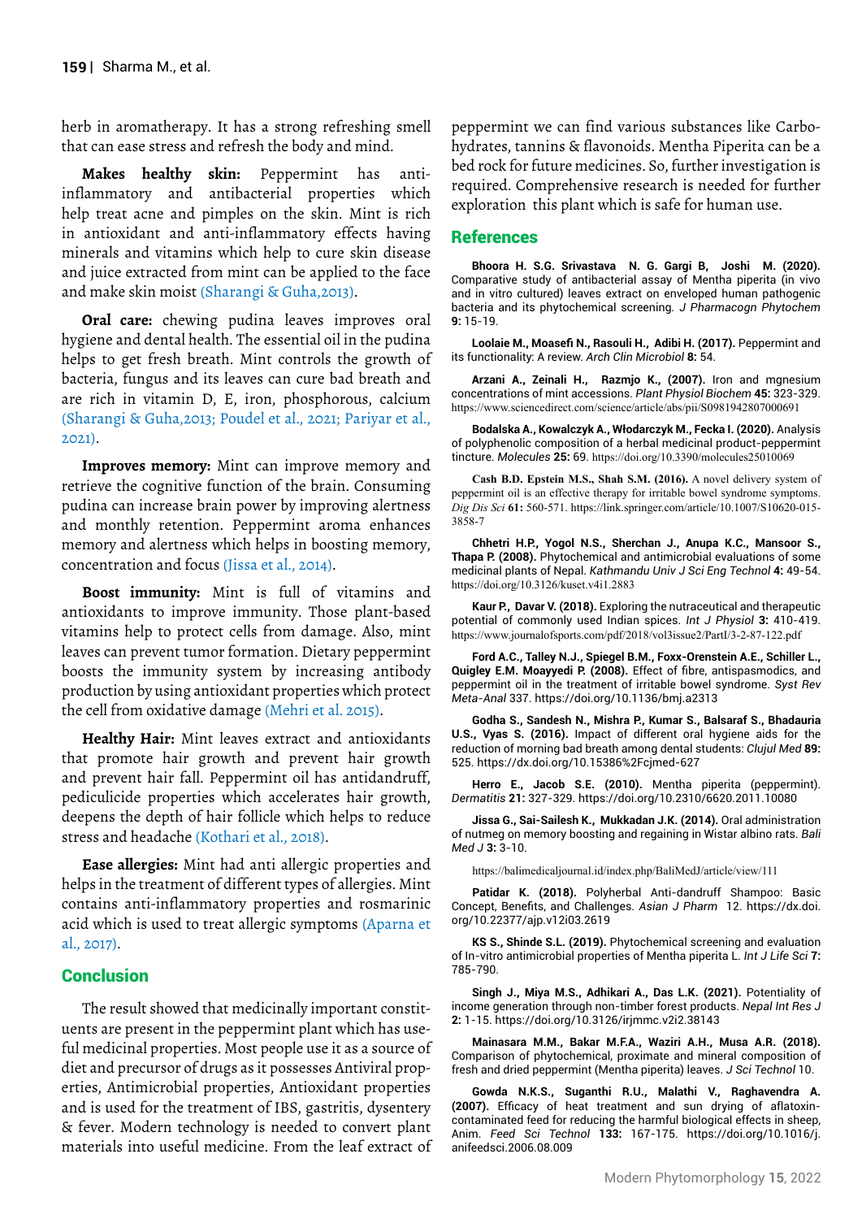herb in aromatherapy. It has a strong refreshing smell that can ease stress and refresh the body and mind.

**Makes healthy skin:** Peppermint has anti-inflammatory and antibacterial properties which help treat acne and pimples on the skin. Mint is rich in antioxidant and anti-inflammatory effects having minerals and vitamins which help to cure skin disease and juice extracted from mint can be applied to the face and make skin moist (Sharangi & Guha,2013).

**Oral care:** chewing pudina leaves improves oral hygiene and dental health. The essential oil in the pudina helps to get fresh breath. Mint controls the growth of bacteria, fungus and its leaves can cure bad breath and are rich in vitamin D, E, iron, phosphorous, calcium (Sharangi & Guha,2013; Poudel et al., 2021; Pariyar et al., 2021).

**Improves memory:** Mint can improve memory and retrieve the cognitive function of the brain. Consuming pudina can increase brain power by improving alertness and monthly retention. Peppermint aroma enhances memory and alertness which helps in boosting memory, concentration and focus (Jissa et al., 2014).

**Boost immunity:** Mint is full of vitamins and antioxidants to improve immunity. Those plant-based vitamins help to protect cells from damage. Also, mint leaves can prevent tumor formation. Dietary peppermint boosts the immunity system by increasing antibody production by using antioxidant properties which protect the cell from oxidative damage (Mehri et al. 2015).

**Healthy Hair:** Mint leaves extract and antioxidants that promote hair growth and prevent hair growth and prevent hair fall. Peppermint oil has antidandruff, pediculicide properties which accelerates hair growth, deepens the depth of hair follicle which helps to reduce stress and headache (Kothari et al., 2018).

**Ease allergies:** Mint had anti allergic properties and helps in the treatment of different types of allergies. Mint contains anti-inflammatory properties and rosmarinic acid which is used to treat allergic symptoms (Aparna et al., 2017).

## Conclusion

The result showed that medicinally important constituents are present in the peppermint plant which has useful medicinal properties. Most people use it as a source of diet and precursor of drugs as it possesses Antiviral properties, Antimicrobial properties, Antioxidant properties and is used for the treatment of IBS, gastritis, dysentery & fever. Modern technology is needed to convert plant materials into useful medicine. From the leaf extract of peppermint we can find various substances like Carbohydrates, tannins & flavonoids. Mentha Piperita can be a bed rock for future medicines. So, further investigation is required. Comprehensive research is needed for further exploration this plant which is safe for human use.

## References

**Bhoora H. S.G. Srivastava N. G. Gargi B, Joshi M. (2020).** Comparative study of antibacterial assay of Mentha piperita (in vivo and in vitro cultured) leaves extract on enveloped human pathogenic bacteria and its phytochemical screening. *J Pharmacogn Phytochem* **9:** 15-19.

**Loolaie M., Moasefi N., Rasouli H., Adibi H. (2017).** Peppermint and its functionality: A review. *Arch Clin Microbiol* **8:** 54.

**Arzani A., Zeinali H., Razmjo K., (2007).** Iron and mgnesium concentrations of mint accessions. *Plant Physiol Biochem* **45:** 323-329. https://www.sciencedirect.com/science/article/abs/pii/S0981942807000691

**Bodalska A., Kowalczyk A., Włodarczyk M., Fecka I. (2020).** Analysis of polyphenolic composition of a herbal medicinal product-peppermint tincture. *Molecules* **25:** 69. https://doi.org/10.3390/molecules25010069

**Cash B.D. Epstein M.S., Shah S.M. (2016).** A novel delivery system of peppermint oil is an effective therapy for irritable bowel syndrome symptoms. *Dig Dis Sci* **61:** 560-571. https://link.springer.com/article/10.1007/S10620-015-3858-7

**Chhetri H.P., Yogol N.S., Sherchan J., Anupa K.C., Mansoor S., Thapa P. (2008).** Phytochemical and antimicrobial evaluations of some medicinal plants of Nepal. *Kathmandu Univ J Sci Eng Technol* **4:** 49-54. https://doi.org/10.3126/kuset.v4i1.2883

**Kaur P., Davar V. (2018).** Exploring the nutraceutical and therapeutic potential of commonly used Indian spices. *Int J Physiol* **3:** 410-419. https://www.journalofsports.com/pdf/2018/vol3issue2/PartI/3-2-87-122.pdf

**Ford A.C., Talley N.J., Spiegel B.M., Foxx-Orenstein A.E., Schiller L., Quigley E.M. Moayyedi P. (2008).** Effect of fibre, antispasmodics, and peppermint oil in the treatment of irritable bowel syndrome. *Syst Rev Meta-Anal* 337. https://doi.org/10.1136/bmj.a2313

**Godha S., Sandesh N., Mishra P., Kumar S., Balsaraf S., Bhadauria U.S., Vyas S. (2016).** Impact of different oral hygiene aids for the reduction of morning bad breath among dental students: *Clujul Med* **89:** 525. https://dx.doi.org/10.15386%2Fcjmed-627

**Herro E., Jacob S.E. (2010).** Mentha piperita (peppermint). *Dermatitis* **21:** 327-329. https://doi.org/10.2310/6620.2011.10080

**Jissa G., Sai-Sailesh K., Mukkadan J.K. (2014).** Oral administration of nutmeg on memory boosting and regaining in Wistar albino rats. *Bali Med J* **3:** 3-10.

https://balimedicaljournal.id/index.php/BaliMedJ/article/view/111

**Patidar K. (2018).** Polyherbal Anti-dandruff Shampoo: Basic Concept, Benefits, and Challenges. *Asian J Pharm* 12. https://dx.doi.org/10.22377/ajp.v12i03.2619

**KS S., Shinde S.L. (2019).** Phytochemical screening and evaluation of In-vitro antimicrobial properties of Mentha piperita L. *Int J Life Sci* **7:** 785-790.

**Singh J., Miya M.S., Adhikari A., Das L.K. (2021).** Potentiality of income generation through non-timber forest products. *Nepal Int Res J* **2:** 1-15. https://doi.org/10.3126/irjmmc.v2i2.38143

**Mainasara M.M., Bakar M.F.A., Waziri A.H., Musa A.R. (2018).** Comparison of phytochemical, proximate and mineral composition of fresh and dried peppermint (Mentha piperita) leaves. *J Sci Technol* 10.

**Gowda N.K.S., Suganthi R.U., Malathi V., Raghavendra A. (2007).** Efficacy of heat treatment and sun drying of aflatoxin-contaminated feed for reducing the harmful biological effects in sheep, Anim. *Feed Sci Technol* **133:** 167-175. https://doi.org/10.1016/j.anifeedsci.2006.08.009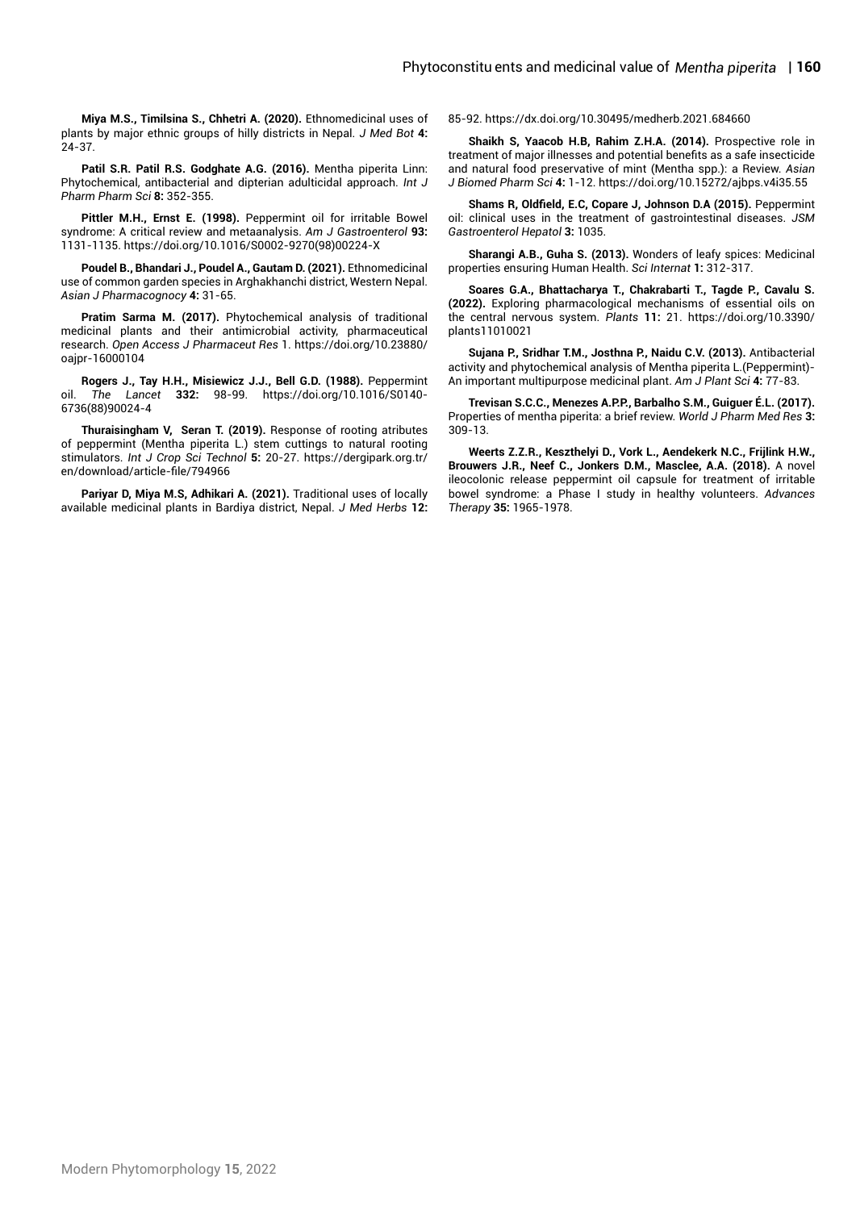**Miya M.S., Timilsina S., Chhetri A. (2020).** Ethnomedicinal uses of plants by major ethnic groups of hilly districts in Nepal. *J Med Bot* **4:** 24-37.

**Patil S.R. Patil R.S. Godghate A.G. (2016).** Mentha piperita Linn: Phytochemical, antibacterial and dipterian adulticidal approach. *Int J Pharm Pharm Sci* **8:** 352-355.

**Pittler M.H., Ernst E. (1998).** Peppermint oil for irritable Bowel syndrome: A critical review and metaanalysis. *Am J Gastroenterol* **93:** 1131-1135. https://doi.org/10.1016/S0002-9270(98)00224-X

**Poudel B., Bhandari J., Poudel A., Gautam D. (2021).** Ethnomedicinal use of common garden species in Arghakhanchi district, Western Nepal. *Asian J Pharmacognocy* **4:** 31-65.

**Pratim Sarma M. (2017).** Phytochemical analysis of traditional medicinal plants and their antimicrobial activity, pharmaceutical research. *Open Access J Pharmaceut Res* 1. https://doi.org/10.23880/oajpr-16000104

**Rogers J., Tay H.H., Misiewicz J.J., Bell G.D. (1988).** Peppermint oil. *The Lancet* **332:** 98-99. https://doi.org/10.1016/S0140-6736(88)90024-4

**Thuraisingham V, Seran T. (2019).** Response of rooting atributes of peppermint (Mentha piperita L.) stem cuttings to natural rooting stimulators. *Int J Crop Sci Technol* **5:** 20-27. https://dergipark.org.tr/en/download/article-file/794966

**Pariyar D, Miya M.S, Adhikari A. (2021).** Traditional uses of locally available medicinal plants in Bardiya district, Nepal. *J Med Herbs* **12:** 85-92. https://dx.doi.org/10.30495/medherb.2021.684660

**Shaikh S, Yaacob H.B, Rahim Z.H.A. (2014).** Prospective role in treatment of major illnesses and potential benefits as a safe insecticide and natural food preservative of mint (Mentha spp.): a Review. *Asian J Biomed Pharm Sci* **4:** 1-12. https://doi.org/10.15272/ajbps.v4i35.55

**Shams R, Oldfield, E.C, Copare J, Johnson D.A (2015).** Peppermint oil: clinical uses in the treatment of gastrointestinal diseases. *JSM Gastroenterol Hepatol* **3:** 1035.

**Sharangi A.B., Guha S. (2013).** Wonders of leafy spices: Medicinal properties ensuring Human Health. *Sci Internat* **1:** 312-317.

**Soares G.A., Bhattacharya T., Chakrabarti T., Tagde P., Cavalu S. (2022).** Exploring pharmacological mechanisms of essential oils on the central nervous system. *Plants* **11:** 21. https://doi.org/10.3390/plants11010021

**Sujana P., Sridhar T.M., Josthna P., Naidu C.V. (2013).** Antibacterial activity and phytochemical analysis of Mentha piperita L.(Peppermint)- An important multipurpose medicinal plant. *Am J Plant Sci* **4:** 77-83.

**Trevisan S.C.C., Menezes A.P.P., Barbalho S.M., Guiguer É.L. (2017).** Properties of mentha piperita: a brief review. *World J Pharm Med Res* **3:** 309-13.

**Weerts Z.Z.R., Keszthelyi D., Vork L., Aendekerk N.C., Frijlink H.W., Brouwers J.R., Neef C., Jonkers D.M., Masclee, A.A. (2018).** A novel ileocolonic release peppermint oil capsule for treatment of irritable bowel syndrome: a Phase I study in healthy volunteers. *Advances Therapy* **35:** 1965-1978.